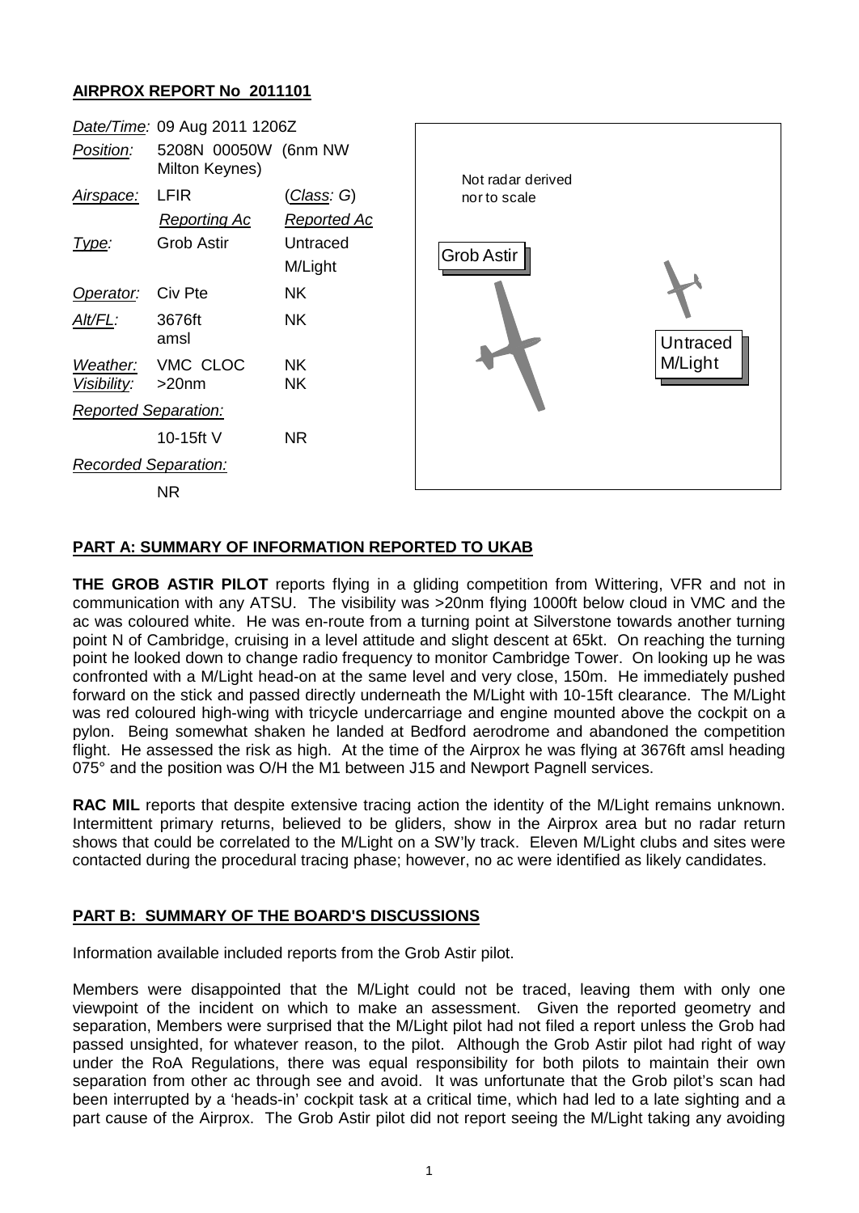**AIRPROX REPORT No 2011101**

| | | |
|---|---|---|
| *Date/Time:* | 09 Aug 2011 1206Z | |
| *Position:* | 5208N 00050W (6nm NW Milton Keynes) | |
| *Airspace:* | LFIR | (*Class*: *G*) |
| | *Reporting Ac* | *Reported Ac* |
| *Type:* | Grob Astir | Untraced M/Light |
| *Operator:* | Civ Pte | NK |
| *Alt/FL:* | 3676ft amsl | NK |
| *Weather:* | VMC CLOC | NK |
| *Visibility:* | >20nm | NK |
| *Reported Separation:* | | |
| | 10-15ft V | NR |
| *Recorded Separation:* | | |
| | NR | |

Not radar derived nor to scale

Grob Astir

Untraced M/Light

**PART A: SUMMARY OF INFORMATION REPORTED TO UKAB**

**THE GROB ASTIR PILOT** reports flying in a gliding competition from Wittering, VFR and not in communication with any ATSU. The visibility was >20nm flying 1000ft below cloud in VMC and the ac was coloured white. He was en-route from a turning point at Silverstone towards another turning point N of Cambridge, cruising in a level attitude and slight descent at 65kt. On reaching the turning point he looked down to change radio frequency to monitor Cambridge Tower. On looking up he was confronted with a M/Light head-on at the same level and very close, 150m. He immediately pushed forward on the stick and passed directly underneath the M/Light with 10-15ft clearance. The M/Light was red coloured high-wing with tricycle undercarriage and engine mounted above the cockpit on a pylon. Being somewhat shaken he landed at Bedford aerodrome and abandoned the competition flight. He assessed the risk as high. At the time of the Airprox he was flying at 3676ft amsl heading 075° and the position was O/H the M1 between J15 and Newport Pagnell services.

**RAC MIL** reports that despite extensive tracing action the identity of the M/Light remains unknown. Intermittent primary returns, believed to be gliders, show in the Airprox area but no radar return shows that could be correlated to the M/Light on a SW'ly track. Eleven M/Light clubs and sites were contacted during the procedural tracing phase; however, no ac were identified as likely candidates.

**PART B: SUMMARY OF THE BOARD'S DISCUSSIONS**

Information available included reports from the Grob Astir pilot.

Members were disappointed that the M/Light could not be traced, leaving them with only one viewpoint of the incident on which to make an assessment. Given the reported geometry and separation, Members were surprised that the M/Light pilot had not filed a report unless the Grob had passed unsighted, for whatever reason, to the pilot. Although the Grob Astir pilot had right of way under the RoA Regulations, there was equal responsibility for both pilots to maintain their own separation from other ac through see and avoid. It was unfortunate that the Grob pilot's scan had been interrupted by a 'heads-in' cockpit task at a critical time, which had led to a late sighting and a part cause of the Airprox. The Grob Astir pilot did not report seeing the M/Light taking any avoiding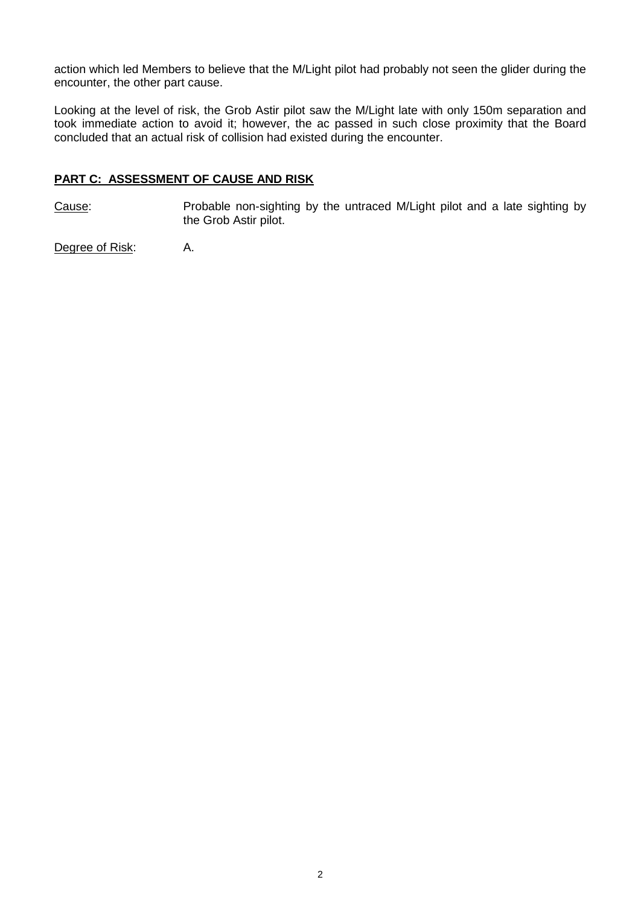action which led Members to believe that the M/Light pilot had probably not seen the glider during the encounter, the other part cause.

Looking at the level of risk, the Grob Astir pilot saw the M/Light late with only 150m separation and took immediate action to avoid it; however, the ac passed in such close proximity that the Board concluded that an actual risk of collision had existed during the encounter.

## PART C: ASSESSMENT OF CAUSE AND RISK

Cause: Probable non-sighting by the untraced M/Light pilot and a late sighting by the Grob Astir pilot.

Degree of Risk: A.